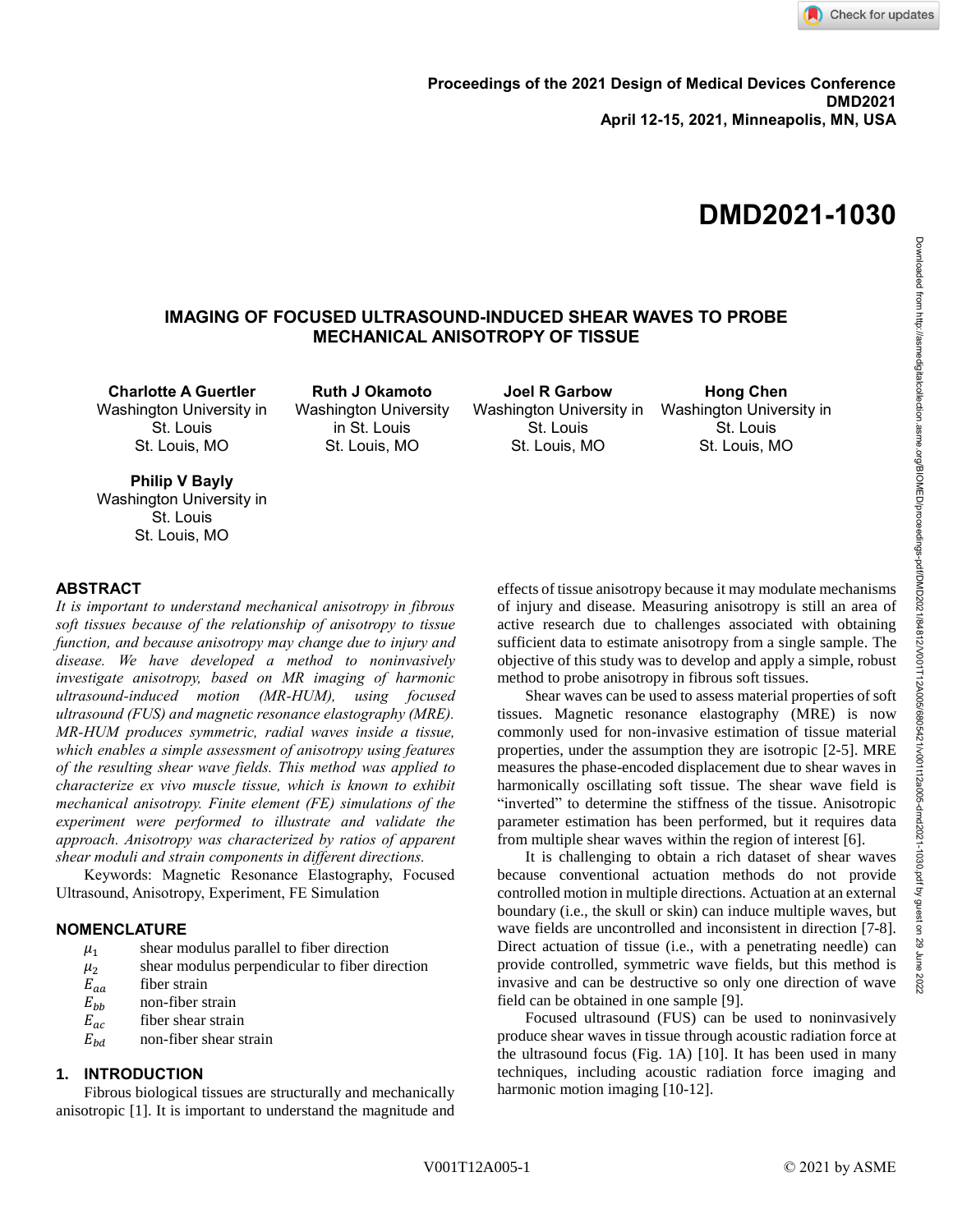# IMAGING OF FOCUSED ULTRASOUND-INDUCED SHEAR WAVES TO PROBE MECHANICAL ANISOTROPY OF TISSUE

**Charlotte A Guertler**
Washington University in St. Louis
St. Louis, MO

**Ruth J Okamoto**
Washington University in St. Louis
St. Louis, MO

**Joel R Garbow**
Washington University in St. Louis
St. Louis, MO

**Hong Chen**
Washington University in St. Louis
St. Louis, MO

**Philip V Bayly**
Washington University in St. Louis
St. Louis, MO

## ABSTRACT

*It is important to understand mechanical anisotropy in fibrous soft tissues because of the relationship of anisotropy to tissue function, and because anisotropy may change due to injury and disease. We have developed a method to noninvasively investigate anisotropy, based on MR imaging of harmonic ultrasound-induced motion (MR-HUM), using focused ultrasound (FUS) and magnetic resonance elastography (MRE). MR-HUM produces symmetric, radial waves inside a tissue, which enables a simple assessment of anisotropy using features of the resulting shear wave fields. This method was applied to characterize ex vivo muscle tissue, which is known to exhibit mechanical anisotropy. Finite element (FE) simulations of the experiment were performed to illustrate and validate the approach. Anisotropy was characterized by ratios of apparent shear moduli and strain components in different directions.*

Keywords: Magnetic Resonance Elastography, Focused Ultrasound, Anisotropy, Experiment, FE Simulation

## NOMENCLATURE

| | |
|---|---|
| $\mu_1$ | shear modulus parallel to fiber direction |
| $\mu_2$ | shear modulus perpendicular to fiber direction |
| $E_{aa}$ | fiber strain |
| $E_{bb}$ | non-fiber strain |
| $E_{ac}$ | fiber shear strain |
| $E_{bd}$ | non-fiber shear strain |

## 1. INTRODUCTION

Fibrous biological tissues are structurally and mechanically anisotropic [1]. It is important to understand the magnitude and effects of tissue anisotropy because it may modulate mechanisms of injury and disease. Measuring anisotropy is still an area of active research due to challenges associated with obtaining sufficient data to estimate anisotropy from a single sample. The objective of this study was to develop and apply a simple, robust method to probe anisotropy in fibrous soft tissues.

Shear waves can be used to assess material properties of soft tissues. Magnetic resonance elastography (MRE) is now commonly used for non-invasive estimation of tissue material properties, under the assumption they are isotropic [2-5]. MRE measures the phase-encoded displacement due to shear waves in harmonically oscillating soft tissue. The shear wave field is "inverted" to determine the stiffness of the tissue. Anisotropic parameter estimation has been performed, but it requires data from multiple shear waves within the region of interest [6].

It is challenging to obtain a rich dataset of shear waves because conventional actuation methods do not provide controlled motion in multiple directions. Actuation at an external boundary (i.e., the skull or skin) can induce multiple waves, but wave fields are uncontrolled and inconsistent in direction [7-8]. Direct actuation of tissue (i.e., with a penetrating needle) can provide controlled, symmetric wave fields, but this method is invasive and can be destructive so only one direction of wave field can be obtained in one sample [9].

Focused ultrasound (FUS) can be used to noninvasively produce shear waves in tissue through acoustic radiation force at the ultrasound focus (Fig. 1A) [10]. It has been used in many techniques, including acoustic radiation force imaging and harmonic motion imaging [10-12].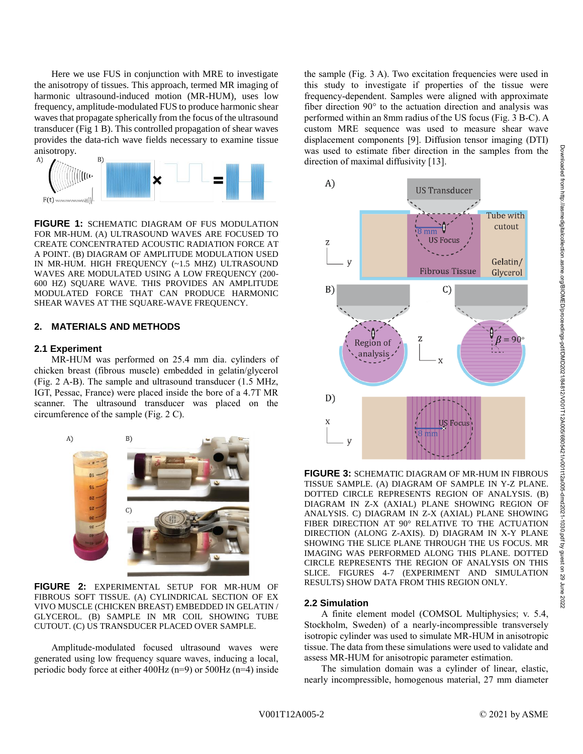Here we use FUS in conjunction with MRE to investigate the anisotropy of tissues. This approach, termed MR imaging of harmonic ultrasound-induced motion (MR-HUM), uses low frequency, amplitude-modulated FUS to produce harmonic shear waves that propagate spherically from the focus of the ultrasound transducer (Fig 1 B). This controlled propagation of shear waves provides the data-rich wave fields necessary to examine tissue anisotropy.

**FIGURE 1:** SCHEMATIC DIAGRAM OF FUS MODULATION FOR MR-HUM. (A) ULTRASOUND WAVES ARE FOCUSED TO CREATE CONCENTRATED ACOUSTIC RADIATION FORCE AT A POINT. (B) DIAGRAM OF AMPLITUDE MODULATION USED IN MR-HUM. HIGH FREQUENCY (~1.5 MHZ) ULTRASOUND WAVES ARE MODULATED USING A LOW FREQUENCY (200-600 HZ) SQUARE WAVE. THIS PROVIDES AN AMPLITUDE MODULATED FORCE THAT CAN PRODUCE HARMONIC SHEAR WAVES AT THE SQUARE-WAVE FREQUENCY.

## 2. MATERIALS AND METHODS

### 2.1 Experiment

MR-HUM was performed on 25.4 mm dia. cylinders of chicken breast (fibrous muscle) embedded in gelatin/glycerol (Fig. 2 A-B). The sample and ultrasound transducer (1.5 MHz, IGT, Pessac, France) were placed inside the bore of a 4.7T MR scanner. The ultrasound transducer was placed on the circumference of the sample (Fig. 2 C).

**FIGURE 2:** EXPERIMENTAL SETUP FOR MR-HUM OF FIBROUS SOFT TISSUE. (A) CYLINDRICAL SECTION OF EX VIVO MUSCLE (CHICKEN BREAST) EMBEDDED IN GELATIN / GLYCEROL. (B) SAMPLE IN MR COIL SHOWING TUBE CUTOUT. (C) US TRANSDUCER PLACED OVER SAMPLE.

Amplitude-modulated focused ultrasound waves were generated using low frequency square waves, inducing a local, periodic body force at either 400Hz (n=9) or 500Hz (n=4) inside the sample (Fig. 3 A). Two excitation frequencies were used in this study to investigate if properties of the tissue were frequency-dependent. Samples were aligned with approximate fiber direction 90° to the actuation direction and analysis was performed within an 8mm radius of the US focus (Fig. 3 B-C). A custom MRE sequence was used to measure shear wave displacement components [9]. Diffusion tensor imaging (DTI) was used to estimate fiber direction in the samples from the direction of maximal diffusivity [13].

**FIGURE 3:** SCHEMATIC DIAGRAM OF MR-HUM IN FIBROUS TISSUE SAMPLE. (A) DIAGRAM OF SAMPLE IN Y-Z PLANE. DOTTED CIRCLE REPRESENTS REGION OF ANALYSIS. (B) DIAGRAM IN Z-X (AXIAL) PLANE SHOWING REGION OF ANALYSIS. C) DIAGRAM IN Z-X (AXIAL) PLANE SHOWING FIBER DIRECTION AT 90° RELATIVE TO THE ACTUATION DIRECTION (ALONG Z-AXIS). D) DIAGRAM IN X-Y PLANE SHOWING THE SLICE PLANE THROUGH THE US FOCUS. MR IMAGING WAS PERFORMED ALONG THIS PLANE. DOTTED CIRCLE REPRESENTS THE REGION OF ANALYSIS ON THIS SLICE. FIGURES 4-7 (EXPERIMENT AND SIMULATION RESULTS) SHOW DATA FROM THIS REGION ONLY.

### 2.2 Simulation

A finite element model (COMSOL Multiphysics; v. 5.4, Stockholm, Sweden) of a nearly-incompressible transversely isotropic cylinder was used to simulate MR-HUM in anisotropic tissue. The data from these simulations were used to validate and assess MR-HUM for anisotropic parameter estimation.

The simulation domain was a cylinder of linear, elastic, nearly incompressible, homogenous material, 27 mm diameter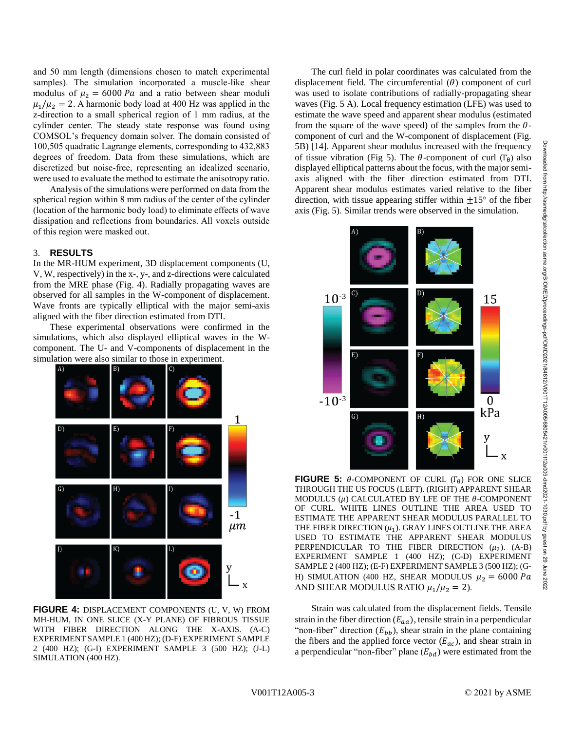and 50 mm length (dimensions chosen to match experimental samples). The simulation incorporated a muscle-like shear modulus of $\mu_2 = 6000\ Pa$ and a ratio between shear moduli $\mu_1/\mu_2 = 2$. A harmonic body load at 400 Hz was applied in the z-direction to a small spherical region of 1 mm radius, at the cylinder center. The steady state response was found using COMSOL's frequency domain solver. The domain consisted of 100,505 quadratic Lagrange elements, corresponding to 432,883 degrees of freedom. Data from these simulations, which are discretized but noise-free, representing an idealized scenario, were used to evaluate the method to estimate the anisotropy ratio.

Analysis of the simulations were performed on data from the spherical region within 8 mm radius of the center of the cylinder (location of the harmonic body load) to eliminate effects of wave dissipation and reflections from boundaries. All voxels outside of this region were masked out.

## 3. RESULTS

In the MR-HUM experiment, 3D displacement components (U, V, W, respectively) in the x-, y-, and z-directions were calculated from the MRE phase (Fig. 4). Radially propagating waves are observed for all samples in the W-component of displacement. Wave fronts are typically elliptical with the major semi-axis aligned with the fiber direction estimated from DTI.

These experimental observations were confirmed in the simulations, which also displayed elliptical waves in the W-component. The U- and V-components of displacement in the simulation were also similar to those in experiment.

**FIGURE 4:** DISPLACEMENT COMPONENTS (U, V, W) FROM MH-HUM, IN ONE SLICE (X-Y PLANE) OF FIBROUS TISSUE WITH FIBER DIRECTION ALONG THE X-AXIS. (A-C) EXPERIMENT SAMPLE 1 (400 HZ); (D-F) EXPERIMENT SAMPLE 2 (400 HZ); (G-I) EXPERIMENT SAMPLE 3 (500 HZ); (J-L) SIMULATION (400 HZ).

The curl field in polar coordinates was calculated from the displacement field. The circumferential ($\theta$) component of curl was used to isolate contributions of radially-propagating shear waves (Fig. 5 A). Local frequency estimation (LFE) was used to estimate the wave speed and apparent shear modulus (estimated from the square of the wave speed) of the samples from the $\theta$-component of curl and the W-component of displacement (Fig. 5B) [14]. Apparent shear modulus increased with the frequency of tissue vibration (Fig 5). The $\theta$-component of curl ($\Gamma_\theta$) also displayed elliptical patterns about the focus, with the major semi-axis aligned with the fiber direction estimated from DTI. Apparent shear modulus estimates varied relative to the fiber direction, with tissue appearing stiffer within $\pm 15°$ of the fiber axis (Fig. 5). Similar trends were observed in the simulation.

**FIGURE 5:** $\theta$-COMPONENT OF CURL ($\Gamma_\theta$) FOR ONE SLICE THROUGH THE US FOCUS (LEFT). (RIGHT) APPARENT SHEAR MODULUS ($\mu$) CALCULATED BY LFE OF THE $\theta$-COMPONENT OF CURL. WHITE LINES OUTLINE THE AREA USED TO ESTIMATE THE APPARENT SHEAR MODULUS PARALLEL TO THE FIBER DIRECTION ($\mu_1$). GRAY LINES OUTLINE THE AREA USED TO ESTIMATE THE APPARENT SHEAR MODULUS PERPENDICULAR TO THE FIBER DIRECTION ($\mu_2$). (A-B) EXPERIMENT SAMPLE 1 (400 HZ); (C-D) EXPERIMENT SAMPLE 2 (400 HZ); (E-F) EXPERIMENT SAMPLE 3 (500 HZ); (G-H) SIMULATION (400 HZ, SHEAR MODULUS $\mu_2 = 6000\ Pa$ AND SHEAR MODULUS RATIO $\mu_1/\mu_2 = 2$).

Strain was calculated from the displacement fields. Tensile strain in the fiber direction ($E_{aa}$), tensile strain in a perpendicular "non-fiber" direction ($E_{bb}$), shear strain in the plane containing the fibers and the applied force vector ($E_{ac}$), and shear strain in a perpendicular "non-fiber" plane ($E_{bd}$) were estimated from the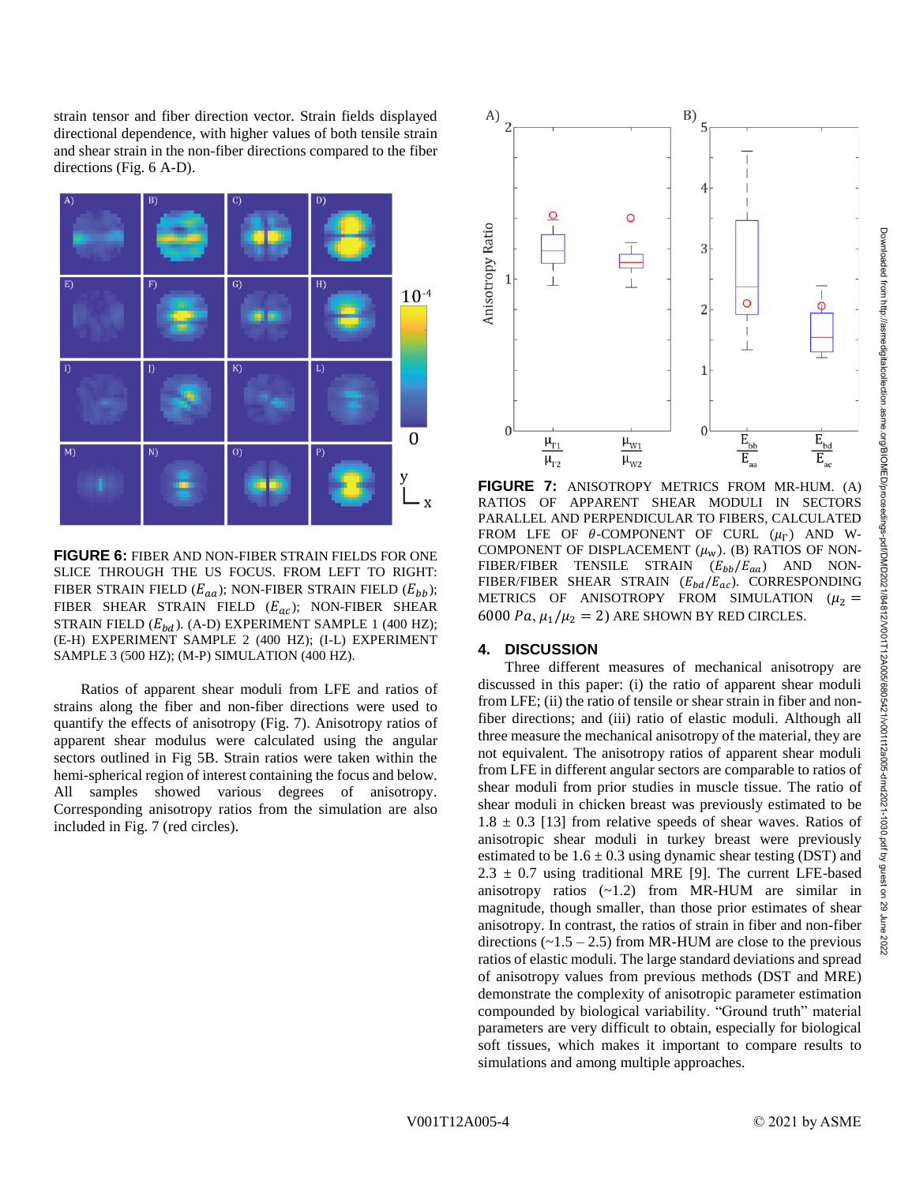strain tensor and fiber direction vector. Strain fields displayed directional dependence, with higher values of both tensile strain and shear strain in the non-fiber directions compared to the fiber directions (Fig. 6 A-D).

**FIGURE 6:** FIBER AND NON-FIBER STRAIN FIELDS FOR ONE SLICE THROUGH THE US FOCUS. FROM LEFT TO RIGHT: FIBER STRAIN FIELD ($E_{aa}$); NON-FIBER STRAIN FIELD ($E_{bb}$); FIBER SHEAR STRAIN FIELD ($E_{ac}$); NON-FIBER SHEAR STRAIN FIELD ($E_{bd}$). (A-D) EXPERIMENT SAMPLE 1 (400 HZ); (E-H) EXPERIMENT SAMPLE 2 (400 HZ); (I-L) EXPERIMENT SAMPLE 3 (500 HZ); (M-P) SIMULATION (400 HZ).

Ratios of apparent shear moduli from LFE and ratios of strains along the fiber and non-fiber directions were used to quantify the effects of anisotropy (Fig. 7). Anisotropy ratios of apparent shear modulus were calculated using the angular sectors outlined in Fig 5B. Strain ratios were taken within the hemi-spherical region of interest containing the focus and below. All samples showed various degrees of anisotropy. Corresponding anisotropy ratios from the simulation are also included in Fig. 7 (red circles).

**FIGURE 7:** ANISOTROPY METRICS FROM MR-HUM. (A) RATIOS OF APPARENT SHEAR MODULI IN SECTORS PARALLEL AND PERPENDICULAR TO FIBERS, CALCULATED FROM LFE OF $\theta$-COMPONENT OF CURL ($\mu_\Gamma$) AND W-COMPONENT OF DISPLACEMENT ($\mu_w$). (B) RATIOS OF NON-FIBER/FIBER TENSILE STRAIN ($E_{bb}/E_{aa}$) AND NON-FIBER/FIBER SHEAR STRAIN ($E_{bd}/E_{ac}$). CORRESPONDING METRICS OF ANISOTROPY FROM SIMULATION ($\mu_2 = 6000\ Pa$, $\mu_1/\mu_2 = 2$) ARE SHOWN BY RED CIRCLES.

## 4. DISCUSSION

Three different measures of mechanical anisotropy are discussed in this paper: (i) the ratio of apparent shear moduli from LFE; (ii) the ratio of tensile or shear strain in fiber and non-fiber directions; and (iii) ratio of elastic moduli. Although all three measure the mechanical anisotropy of the material, they are not equivalent. The anisotropy ratios of apparent shear moduli from LFE in different angular sectors are comparable to ratios of shear moduli from prior studies in muscle tissue. The ratio of shear moduli in chicken breast was previously estimated to be 1.8 ± 0.3 [13] from relative speeds of shear waves. Ratios of anisotropic shear moduli in turkey breast were previously estimated to be 1.6 ± 0.3 using dynamic shear testing (DST) and 2.3 ± 0.7 using traditional MRE [9]. The current LFE-based anisotropy ratios (~1.2) from MR-HUM are similar in magnitude, though smaller, than those prior estimates of shear anisotropy. In contrast, the ratios of strain in fiber and non-fiber directions (~1.5 – 2.5) from MR-HUM are close to the previous ratios of elastic moduli. The large standard deviations and spread of anisotropy values from previous methods (DST and MRE) demonstrate the complexity of anisotropic parameter estimation compounded by biological variability. "Ground truth" material parameters are very difficult to obtain, especially for biological soft tissues, which makes it important to compare results to simulations and among multiple approaches.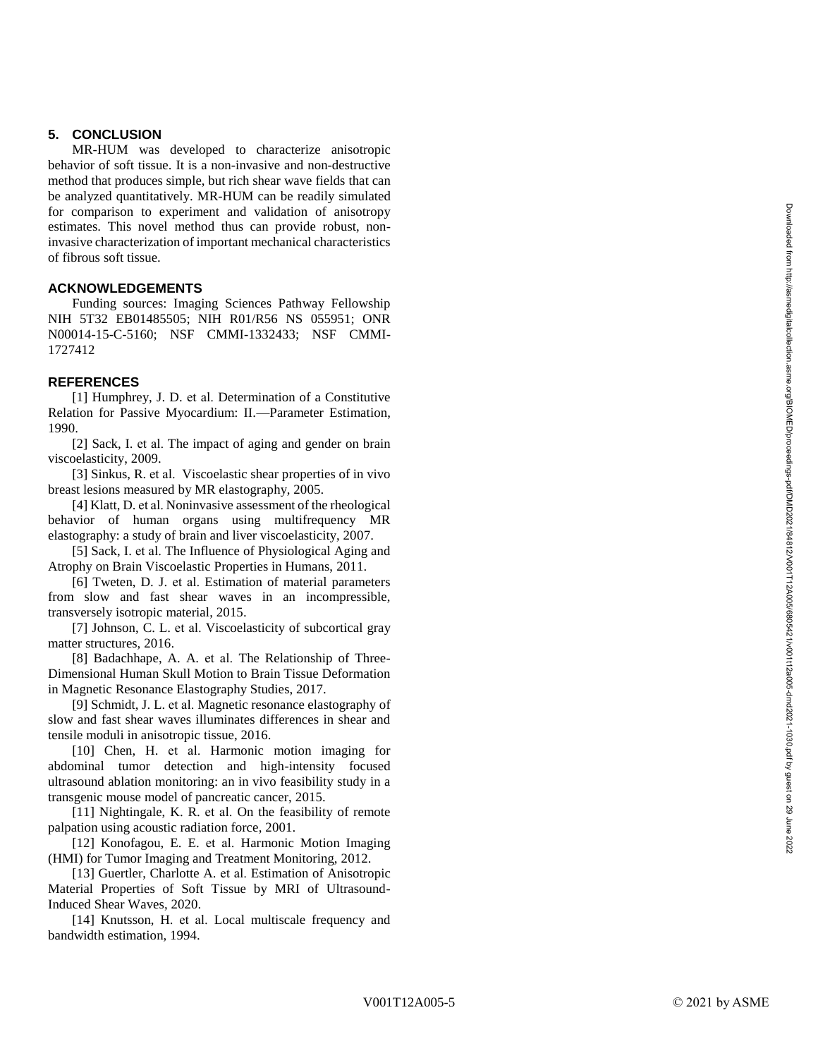## 5. CONCLUSION

MR-HUM was developed to characterize anisotropic behavior of soft tissue. It is a non-invasive and non-destructive method that produces simple, but rich shear wave fields that can be analyzed quantitatively. MR-HUM can be readily simulated for comparison to experiment and validation of anisotropy estimates. This novel method thus can provide robust, non-invasive characterization of important mechanical characteristics of fibrous soft tissue.

## ACKNOWLEDGEMENTS

Funding sources: Imaging Sciences Pathway Fellowship NIH 5T32 EB01485505; NIH R01/R56 NS 055951; ONR N00014-15-C-5160; NSF CMMI-1332433; NSF CMMI-1727412

## REFERENCES

[1] Humphrey, J. D. et al. Determination of a Constitutive Relation for Passive Myocardium: II.—Parameter Estimation, 1990.

[2] Sack, I. et al. The impact of aging and gender on brain viscoelasticity, 2009.

[3] Sinkus, R. et al. Viscoelastic shear properties of in vivo breast lesions measured by MR elastography, 2005.

[4] Klatt, D. et al. Noninvasive assessment of the rheological behavior of human organs using multifrequency MR elastography: a study of brain and liver viscoelasticity, 2007.

[5] Sack, I. et al. The Influence of Physiological Aging and Atrophy on Brain Viscoelastic Properties in Humans, 2011.

[6] Tweten, D. J. et al. Estimation of material parameters from slow and fast shear waves in an incompressible, transversely isotropic material, 2015.

[7] Johnson, C. L. et al. Viscoelasticity of subcortical gray matter structures, 2016.

[8] Badachhape, A. A. et al. The Relationship of Three-Dimensional Human Skull Motion to Brain Tissue Deformation in Magnetic Resonance Elastography Studies, 2017.

[9] Schmidt, J. L. et al. Magnetic resonance elastography of slow and fast shear waves illuminates differences in shear and tensile moduli in anisotropic tissue, 2016.

[10] Chen, H. et al. Harmonic motion imaging for abdominal tumor detection and high-intensity focused ultrasound ablation monitoring: an in vivo feasibility study in a transgenic mouse model of pancreatic cancer, 2015.

[11] Nightingale, K. R. et al. On the feasibility of remote palpation using acoustic radiation force, 2001.

[12] Konofagou, E. E. et al. Harmonic Motion Imaging (HMI) for Tumor Imaging and Treatment Monitoring, 2012.

[13] Guertler, Charlotte A. et al. Estimation of Anisotropic Material Properties of Soft Tissue by MRI of Ultrasound-Induced Shear Waves, 2020.

[14] Knutsson, H. et al. Local multiscale frequency and bandwidth estimation, 1994.